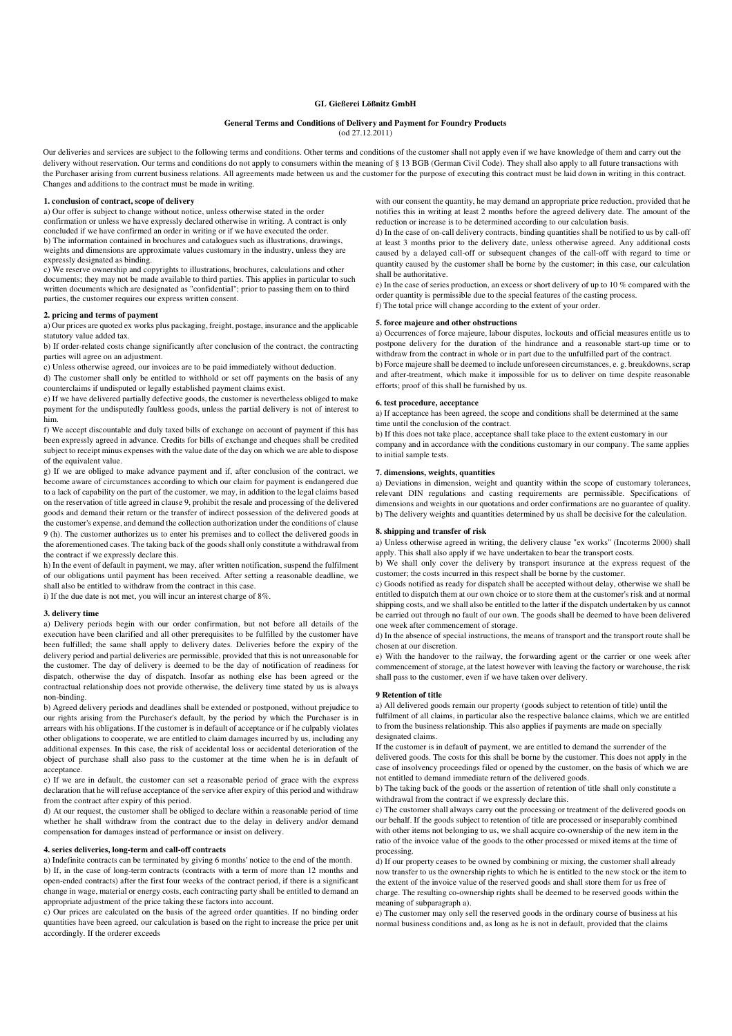**GL Gießerei Lößnitz GmbH**

**General Terms and Conditions of Delivery and Payment for Foundry Products**
(od 27.12.2011)

Our deliveries and services are subject to the following terms and conditions. Other terms and conditions of the customer shall not apply even if we have knowledge of them and carry out the delivery without reservation. Our terms and conditions do not apply to consumers within the meaning of § 13 BGB (German Civil Code). They shall also apply to all future transactions with the Purchaser arising from current business relations. All agreements made between us and the customer for the purpose of executing this contract must be laid down in writing in this contract. Changes and additions to the contract must be made in writing.

**1. conclusion of contract, scope of delivery**

a) Our offer is subject to change without notice, unless otherwise stated in the order confirmation or unless we have expressly declared otherwise in writing. A contract is only concluded if we have confirmed an order in writing or if we have executed the order.
b) The information contained in brochures and catalogues such as illustrations, drawings, weights and dimensions are approximate values customary in the industry, unless they are expressly designated as binding.
c) We reserve ownership and copyrights to illustrations, brochures, calculations and other documents; they may not be made available to third parties. This applies in particular to such written documents which are designated as "confidential"; prior to passing them on to third parties, the customer requires our express written consent.

**2. pricing and terms of payment**

a) Our prices are quoted ex works plus packaging, freight, postage, insurance and the applicable statutory value added tax.
b) If order-related costs change significantly after conclusion of the contract, the contracting parties will agree on an adjustment.
c) Unless otherwise agreed, our invoices are to be paid immediately without deduction.
d) The customer shall only be entitled to withhold or set off payments on the basis of any counterclaims if undisputed or legally established payment claims exist.
e) If we have delivered partially defective goods, the customer is nevertheless obliged to make payment for the undisputedly faultless goods, unless the partial delivery is not of interest to him.
f) We accept discountable and duly taxed bills of exchange on account of payment if this has been expressly agreed in advance. Credits for bills of exchange and cheques shall be credited subject to receipt minus expenses with the value date of the day on which we are able to dispose of the equivalent value.
g) If we are obliged to make advance payment and if, after conclusion of the contract, we become aware of circumstances according to which our claim for payment is endangered due to a lack of capability on the part of the customer, we may, in addition to the legal claims based on the reservation of title agreed in clause 9, prohibit the resale and processing of the delivered goods and demand their return or the transfer of indirect possession of the delivered goods at the customer's expense, and demand the collection authorization under the conditions of clause 9 (h). The customer authorizes us to enter his premises and to collect the delivered goods in the aforementioned cases. The taking back of the goods shall only constitute a withdrawal from the contract if we expressly declare this.
h) In the event of default in payment, we may, after written notification, suspend the fulfilment of our obligations until payment has been received. After setting a reasonable deadline, we shall also be entitled to withdraw from the contract in this case.
i) If the due date is not met, you will incur an interest charge of 8%.

**3. delivery time**

a) Delivery periods begin with our order confirmation, but not before all details of the execution have been clarified and all other prerequisites to be fulfilled by the customer have been fulfilled; the same shall apply to delivery dates. Deliveries before the expiry of the delivery period and partial deliveries are permissible, provided that this is not unreasonable for the customer. The day of delivery is deemed to be the day of notification of readiness for dispatch, otherwise the day of dispatch. Insofar as nothing else has been agreed or the contractual relationship does not provide otherwise, the delivery time stated by us is always non-binding.
b) Agreed delivery periods and deadlines shall be extended or postponed, without prejudice to our rights arising from the Purchaser's default, by the period by which the Purchaser is in arrears with his obligations. If the customer is in default of acceptance or if he culpably violates other obligations to cooperate, we are entitled to claim damages incurred by us, including any additional expenses. In this case, the risk of accidental loss or accidental deterioration of the object of purchase shall also pass to the customer at the time when he is in default of acceptance.
c) If we are in default, the customer can set a reasonable period of grace with the express declaration that he will refuse acceptance of the service after expiry of this period and withdraw from the contract after expiry of this period.
d) At our request, the customer shall be obliged to declare within a reasonable period of time whether he shall withdraw from the contract due to the delay in delivery and/or demand compensation for damages instead of performance or insist on delivery.

**4. series deliveries, long-term and call-off contracts**

a) Indefinite contracts can be terminated by giving 6 months' notice to the end of the month.
b) If, in the case of long-term contracts (contracts with a term of more than 12 months and open-ended contracts) after the first four weeks of the contract period, if there is a significant change in wage, material or energy costs, each contracting party shall be entitled to demand an appropriate adjustment of the price taking these factors into account.
c) Our prices are calculated on the basis of the agreed order quantities. If no binding order quantities have been agreed, our calculation is based on the right to increase the price per unit accordingly. If the orderer exceeds with our consent the quantity, he may demand an appropriate price reduction, provided that he notifies this in writing at least 2 months before the agreed delivery date. The amount of the reduction or increase is to be determined according to our calculation basis.
d) In the case of on-call delivery contracts, binding quantities shall be notified to us by call-off at least 3 months prior to the delivery date, unless otherwise agreed. Any additional costs caused by a delayed call-off or subsequent changes of the call-off with regard to time or quantity caused by the customer shall be borne by the customer; in this case, our calculation shall be authoritative.
e) In the case of series production, an excess or short delivery of up to 10 % compared with the order quantity is permissible due to the special features of the casting process.
f) The total price will change according to the extent of your order.

**5. force majeure and other obstructions**

a) Occurrences of force majeure, labour disputes, lockouts and official measures entitle us to postpone delivery for the duration of the hindrance and a reasonable start-up time or to withdraw from the contract in whole or in part due to the unfulfilled part of the contract.
b) Force majeure shall be deemed to include unforeseen circumstances, e. g. breakdowns, scrap and after-treatment, which make it impossible for us to deliver on time despite reasonable efforts; proof of this shall be furnished by us.

**6. test procedure, acceptance**

a) If acceptance has been agreed, the scope and conditions shall be determined at the same time until the conclusion of the contract.
b) If this does not take place, acceptance shall take place to the extent customary in our company and in accordance with the conditions customary in our company. The same applies to initial sample tests.

**7. dimensions, weights, quantities**

a) Deviations in dimension, weight and quantity within the scope of customary tolerances, relevant DIN regulations and casting requirements are permissible. Specifications of dimensions and weights in our quotations and order confirmations are no guarantee of quality.
b) The delivery weights and quantities determined by us shall be decisive for the calculation.

**8. shipping and transfer of risk**

a) Unless otherwise agreed in writing, the delivery clause "ex works" (Incoterms 2000) shall apply. This shall also apply if we have undertaken to bear the transport costs.
b) We shall only cover the delivery by transport insurance at the express request of the customer; the costs incurred in this respect shall be borne by the customer.
c) Goods notified as ready for dispatch shall be accepted without delay, otherwise we shall be entitled to dispatch them at our own choice or to store them at the customer's risk and at normal shipping costs, and we shall also be entitled to the latter if the dispatch undertaken by us cannot be carried out through no fault of our own. The goods shall be deemed to have been delivered one week after commencement of storage.
d) In the absence of special instructions, the means of transport and the transport route shall be chosen at our discretion.
e) With the handover to the railway, the forwarding agent or the carrier or one week after commencement of storage, at the latest however with leaving the factory or warehouse, the risk shall pass to the customer, even if we have taken over delivery.

**9 Retention of title**

a) All delivered goods remain our property (goods subject to retention of title) until the fulfilment of all claims, in particular also the respective balance claims, which we are entitled to from the business relationship. This also applies if payments are made on specially designated claims.
If the customer is in default of payment, we are entitled to demand the surrender of the delivered goods. The costs for this shall be borne by the customer. This does not apply in the case of insolvency proceedings filed or opened by the customer, on the basis of which we are not entitled to demand immediate return of the delivered goods.
b) The taking back of the goods or the assertion of retention of title shall only constitute a withdrawal from the contract if we expressly declare this.
c) The customer shall always carry out the processing or treatment of the delivered goods on our behalf. If the goods subject to retention of title are processed or inseparably combined with other items not belonging to us, we shall acquire co-ownership of the new item in the ratio of the invoice value of the goods to the other processed or mixed items at the time of processing.
d) If our property ceases to be owned by combining or mixing, the customer shall already now transfer to us the ownership rights to which he is entitled to the new stock or the item to the extent of the invoice value of the reserved goods and shall store them for us free of charge. The resulting co-ownership rights shall be deemed to be reserved goods within the meaning of subparagraph a).
e) The customer may only sell the reserved goods in the ordinary course of business at his normal business conditions and, as long as he is not in default, provided that the claims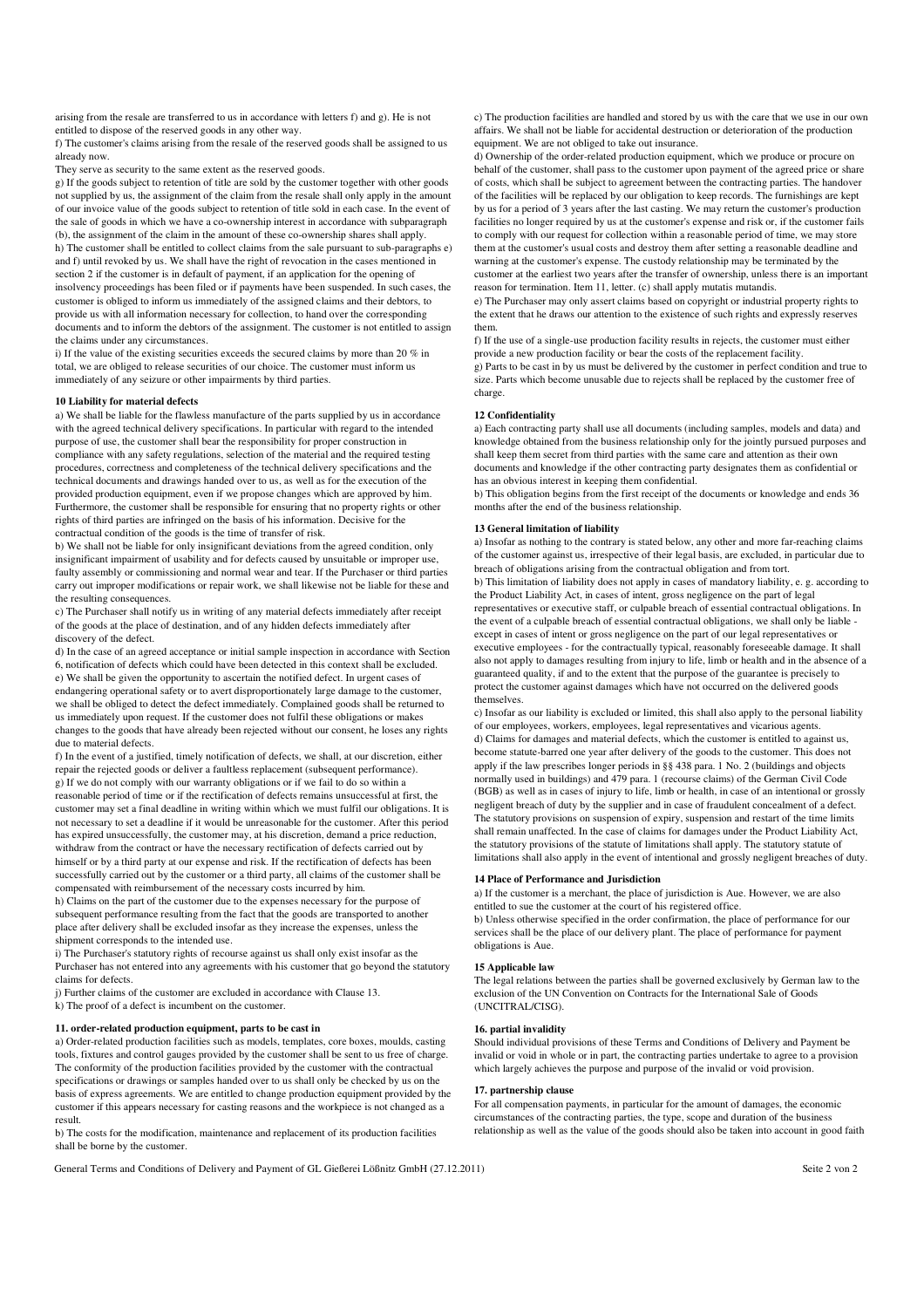arising from the resale are transferred to us in accordance with letters f) and g). He is not entitled to dispose of the reserved goods in any other way.

f) The customer's claims arising from the resale of the reserved goods shall be assigned to us already now.

They serve as security to the same extent as the reserved goods.

g) If the goods subject to retention of title are sold by the customer together with other goods not supplied by us, the assignment of the claim from the resale shall only apply in the amount of our invoice value of the goods subject to retention of title sold in each case. In the event of the sale of goods in which we have a co-ownership interest in accordance with subparagraph (b), the assignment of the claim in the amount of these co-ownership shares shall apply.

h) The customer shall be entitled to collect claims from the sale pursuant to sub-paragraphs e) and f) until revoked by us. We shall have the right of revocation in the cases mentioned in section 2 if the customer is in default of payment, if an application for the opening of insolvency proceedings has been filed or if payments have been suspended. In such cases, the customer is obliged to inform us immediately of the assigned claims and their debtors, to provide us with all information necessary for collection, to hand over the corresponding documents and to inform the debtors of the assignment. The customer is not entitled to assign the claims under any circumstances.

i) If the value of the existing securities exceeds the secured claims by more than 20 % in total, we are obliged to release securities of our choice. The customer must inform us immediately of any seizure or other impairments by third parties.

### 10 Liability for material defects

a) We shall be liable for the flawless manufacture of the parts supplied by us in accordance with the agreed technical delivery specifications. In particular with regard to the intended purpose of use, the customer shall bear the responsibility for proper construction in compliance with any safety regulations, selection of the material and the required testing procedures, correctness and completeness of the technical delivery specifications and the technical documents and drawings handed over to us, as well as for the execution of the provided production equipment, even if we propose changes which are approved by him. Furthermore, the customer shall be responsible for ensuring that no property rights or other rights of third parties are infringed on the basis of his information. Decisive for the contractual condition of the goods is the time of transfer of risk.

b) We shall not be liable for only insignificant deviations from the agreed condition, only insignificant impairment of usability and for defects caused by unsuitable or improper use, faulty assembly or commissioning and normal wear and tear. If the Purchaser or third parties carry out improper modifications or repair work, we shall likewise not be liable for these and the resulting consequences.

c) The Purchaser shall notify us in writing of any material defects immediately after receipt of the goods at the place of destination, and of any hidden defects immediately after discovery of the defect.

d) In the case of an agreed acceptance or initial sample inspection in accordance with Section 6, notification of defects which could have been detected in this context shall be excluded.

e) We shall be given the opportunity to ascertain the notified defect. In urgent cases of endangering operational safety or to avert disproportionately large damage to the customer, we shall be obliged to detect the defect immediately. Complained goods shall be returned to us immediately upon request. If the customer does not fulfil these obligations or makes changes to the goods that have already been rejected without our consent, he loses any rights due to material defects.

f) In the event of a justified, timely notification of defects, we shall, at our discretion, either repair the rejected goods or deliver a faultless replacement (subsequent performance).

g) If we do not comply with our warranty obligations or if we fail to do so within a reasonable period of time or if the rectification of defects remains unsuccessful at first, the customer may set a final deadline in writing within which we must fulfil our obligations. It is not necessary to set a deadline if it would be unreasonable for the customer. After this period has expired unsuccessfully, the customer may, at his discretion, demand a price reduction, withdraw from the contract or have the necessary rectification of defects carried out by himself or by a third party at our expense and risk. If the rectification of defects has been successfully carried out by the customer or a third party, all claims of the customer shall be compensated with reimbursement of the necessary costs incurred by him.

h) Claims on the part of the customer due to the expenses necessary for the purpose of subsequent performance resulting from the fact that the goods are transported to another place after delivery shall be excluded insofar as they increase the expenses, unless the shipment corresponds to the intended use.

i) The Purchaser's statutory rights of recourse against us shall only exist insofar as the Purchaser has not entered into any agreements with his customer that go beyond the statutory claims for defects.

j) Further claims of the customer are excluded in accordance with Clause 13.

k) The proof of a defect is incumbent on the customer.

### 11. order-related production equipment, parts to be cast in

a) Order-related production facilities such as models, templates, core boxes, moulds, casting tools, fixtures and control gauges provided by the customer shall be sent to us free of charge. The conformity of the production facilities provided by the customer with the contractual specifications or drawings or samples handed over to us shall only be checked by us on the basis of express agreements. We are entitled to change production equipment provided by the customer if this appears necessary for casting reasons and the workpiece is not changed as a result.

b) The costs for the modification, maintenance and replacement of its production facilities shall be borne by the customer.

c) The production facilities are handled and stored by us with the care that we use in our own affairs. We shall not be liable for accidental destruction or deterioration of the production equipment. We are not obliged to take out insurance.

d) Ownership of the order-related production equipment, which we produce or procure on behalf of the customer, shall pass to the customer upon payment of the agreed price or share of costs, which shall be subject to agreement between the contracting parties. The handover of the facilities will be replaced by our obligation to keep records. The furnishings are kept by us for a period of 3 years after the last casting. We may return the customer's production facilities no longer required by us at the customer's expense and risk or, if the customer fails to comply with our request for collection within a reasonable period of time, we may store them at the customer's usual costs and destroy them after setting a reasonable deadline and warning at the customer's expense. The custody relationship may be terminated by the customer at the earliest two years after the transfer of ownership, unless there is an important reason for termination. Item 11, letter. (c) shall apply mutatis mutandis.

e) The Purchaser may only assert claims based on copyright or industrial property rights to the extent that he draws our attention to the existence of such rights and expressly reserves them.

f) If the use of a single-use production facility results in rejects, the customer must either provide a new production facility or bear the costs of the replacement facility.

g) Parts to be cast in by us must be delivered by the customer in perfect condition and true to size. Parts which become unusable due to rejects shall be replaced by the customer free of charge.

### 12 Confidentiality

a) Each contracting party shall use all documents (including samples, models and data) and knowledge obtained from the business relationship only for the jointly pursued purposes and shall keep them secret from third parties with the same care and attention as their own documents and knowledge if the other contracting party designates them as confidential or has an obvious interest in keeping them confidential.

b) This obligation begins from the first receipt of the documents or knowledge and ends 36 months after the end of the business relationship.

### 13 General limitation of liability

a) Insofar as nothing to the contrary is stated below, any other and more far-reaching claims of the customer against us, irrespective of their legal basis, are excluded, in particular due to breach of obligations arising from the contractual obligation and from tort.

b) This limitation of liability does not apply in cases of mandatory liability, e. g. according to the Product Liability Act, in cases of intent, gross negligence on the part of legal representatives or executive staff, or culpable breach of essential contractual obligations. In the event of a culpable breach of essential contractual obligations, we shall only be liable - except in cases of intent or gross negligence on the part of our legal representatives or executive employees - for the contractually typical, reasonably foreseeable damage. It shall also not apply to damages resulting from injury to life, limb or health and in the absence of a guaranteed quality, if and to the extent that the purpose of the guarantee is precisely to protect the customer against damages which have not occurred on the delivered goods themselves.

c) Insofar as our liability is excluded or limited, this shall also apply to the personal liability of our employees, workers, employees, legal representatives and vicarious agents.

d) Claims for damages and material defects, which the customer is entitled to against us, become statute-barred one year after delivery of the goods to the customer. This does not apply if the law prescribes longer periods in §§ 438 para. 1 No. 2 (buildings and objects normally used in buildings) and 479 para. 1 (recourse claims) of the German Civil Code (BGB) as well as in cases of injury to life, limb or health, in case of an intentional or grossly negligent breach of duty by the supplier and in case of fraudulent concealment of a defect. The statutory provisions on suspension of expiry, suspension and restart of the time limits shall remain unaffected. In the case of claims for damages under the Product Liability Act, the statutory provisions of the statute of limitations shall apply. The statutory statute of limitations shall also apply in the event of intentional and grossly negligent breaches of duty.

### 14 Place of Performance and Jurisdiction

a) If the customer is a merchant, the place of jurisdiction is Aue. However, we are also entitled to sue the customer at the court of his registered office.

b) Unless otherwise specified in the order confirmation, the place of performance for our services shall be the place of our delivery plant. The place of performance for payment obligations is Aue.

### 15 Applicable law

The legal relations between the parties shall be governed exclusively by German law to the exclusion of the UN Convention on Contracts for the International Sale of Goods (UNCITRAL/CISG).

### 16. partial invalidity

Should individual provisions of these Terms and Conditions of Delivery and Payment be invalid or void in whole or in part, the contracting parties undertake to agree to a provision which largely achieves the purpose and purpose of the invalid or void provision.

### 17. partnership clause

For all compensation payments, in particular for the amount of damages, the economic circumstances of the contracting parties, the type, scope and duration of the business relationship as well as the value of the goods should also be taken into account in good faith

General Terms and Conditions of Delivery and Payment of GL Gießerei Lößnitz GmbH (27.12.2011)